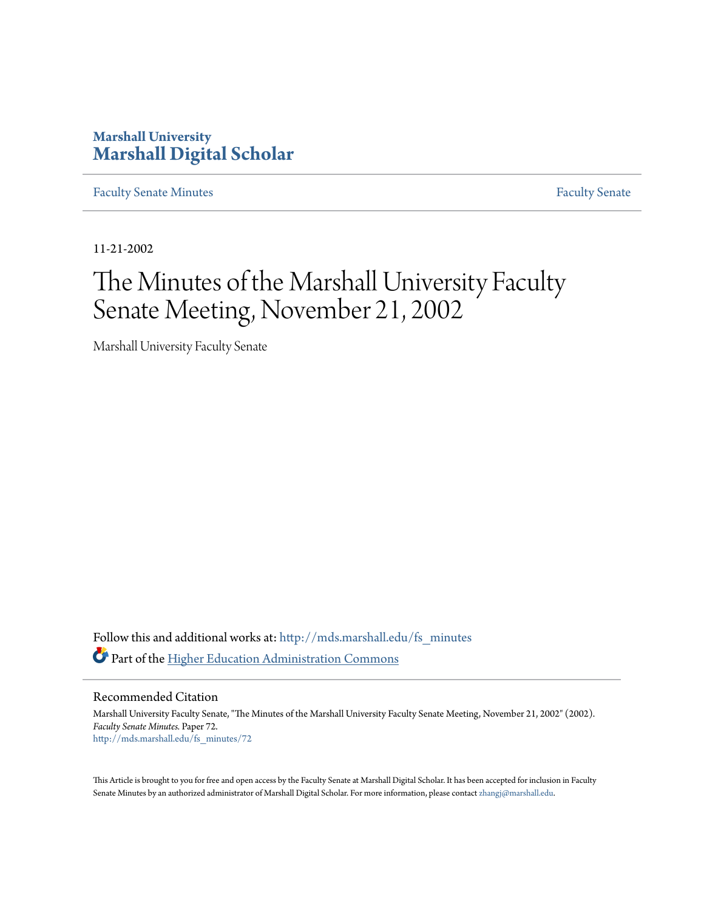Marshall University

# Marshall Digital Scholar

Faculty Senate Minutes

Faculty Senate

11-21-2002

# The Minutes of the Marshall University Faculty Senate Meeting, November 21, 2002

Marshall University Faculty Senate

Follow this and additional works at: http://mds.marshall.edu/fs_minutes

Part of the Higher Education Administration Commons

## Recommended Citation

Marshall University Faculty Senate, "The Minutes of the Marshall University Faculty Senate Meeting, November 21, 2002" (2002). *Faculty Senate Minutes.* Paper 72.
http://mds.marshall.edu/fs_minutes/72

This Article is brought to you for free and open access by the Faculty Senate at Marshall Digital Scholar. It has been accepted for inclusion in Faculty Senate Minutes by an authorized administrator of Marshall Digital Scholar. For more information, please contact zhangj@marshall.edu.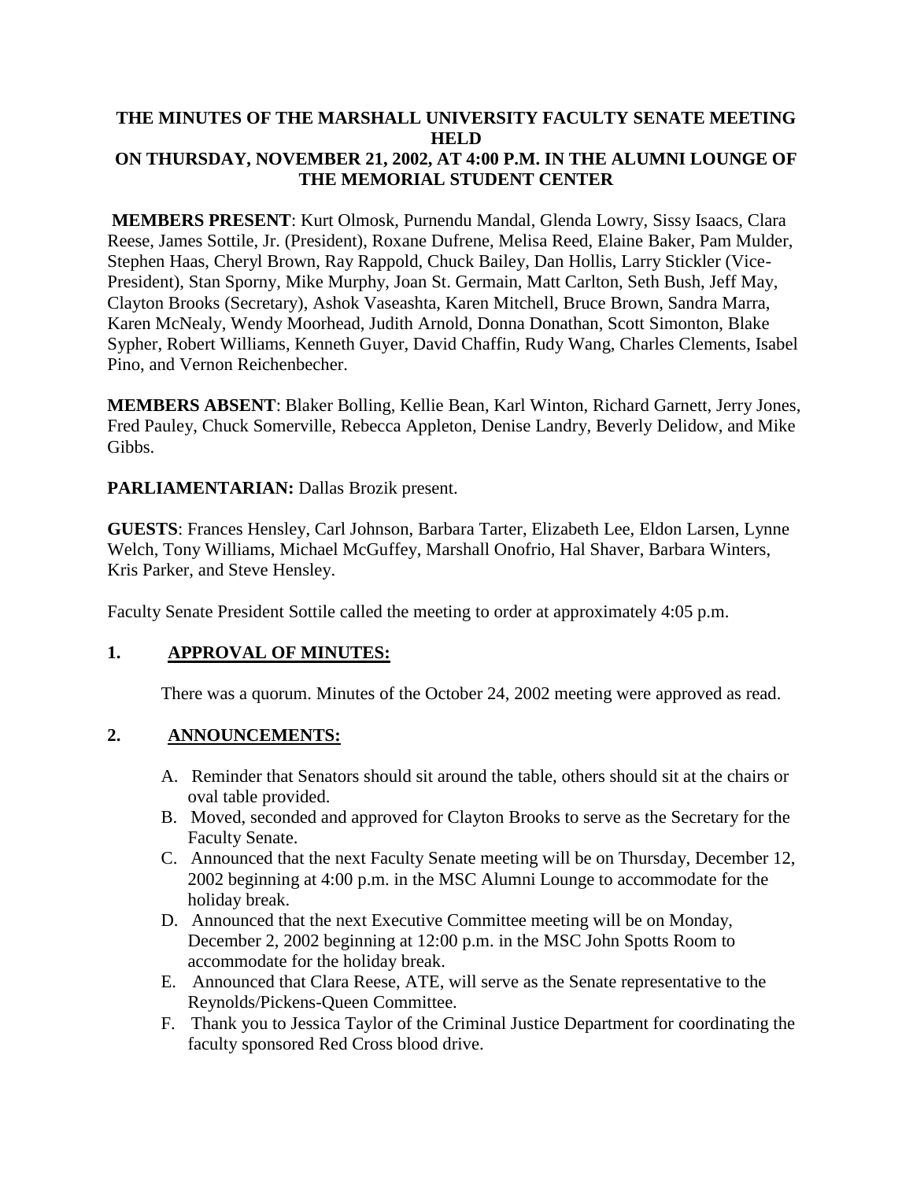# THE MINUTES OF THE MARSHALL UNIVERSITY FACULTY SENATE MEETING HELD ON THURSDAY, NOVEMBER 21, 2002, AT 4:00 P.M. IN THE ALUMNI LOUNGE OF THE MEMORIAL STUDENT CENTER

**MEMBERS PRESENT**: Kurt Olmosk, Purnendu Mandal, Glenda Lowry, Sissy Isaacs, Clara Reese, James Sottile, Jr. (President), Roxane Dufrene, Melisa Reed, Elaine Baker, Pam Mulder, Stephen Haas, Cheryl Brown, Ray Rappold, Chuck Bailey, Dan Hollis, Larry Stickler (Vice-President), Stan Sporny, Mike Murphy, Joan St. Germain, Matt Carlton, Seth Bush, Jeff May, Clayton Brooks (Secretary), Ashok Vaseashta, Karen Mitchell, Bruce Brown, Sandra Marra, Karen McNealy, Wendy Moorhead, Judith Arnold, Donna Donathan, Scott Simonton, Blake Sypher, Robert Williams, Kenneth Guyer, David Chaffin, Rudy Wang, Charles Clements, Isabel Pino, and Vernon Reichenbecher.

**MEMBERS ABSENT**: Blaker Bolling, Kellie Bean, Karl Winton, Richard Garnett, Jerry Jones, Fred Pauley, Chuck Somerville, Rebecca Appleton, Denise Landry, Beverly Delidow, and Mike Gibbs.

**PARLIAMENTARIAN:** Dallas Brozik present.

**GUESTS**: Frances Hensley, Carl Johnson, Barbara Tarter, Elizabeth Lee, Eldon Larsen, Lynne Welch, Tony Williams, Michael McGuffey, Marshall Onofrio, Hal Shaver, Barbara Winters, Kris Parker, and Steve Hensley.

Faculty Senate President Sottile called the meeting to order at approximately 4:05 p.m.

## 1. APPROVAL OF MINUTES:

There was a quorum. Minutes of the October 24, 2002 meeting were approved as read.

## 2. ANNOUNCEMENTS:

A. Reminder that Senators should sit around the table, others should sit at the chairs or oval table provided.
B. Moved, seconded and approved for Clayton Brooks to serve as the Secretary for the Faculty Senate.
C. Announced that the next Faculty Senate meeting will be on Thursday, December 12, 2002 beginning at 4:00 p.m. in the MSC Alumni Lounge to accommodate for the holiday break.
D. Announced that the next Executive Committee meeting will be on Monday, December 2, 2002 beginning at 12:00 p.m. in the MSC John Spotts Room to accommodate for the holiday break.
E. Announced that Clara Reese, ATE, will serve as the Senate representative to the Reynolds/Pickens-Queen Committee.
F. Thank you to Jessica Taylor of the Criminal Justice Department for coordinating the faculty sponsored Red Cross blood drive.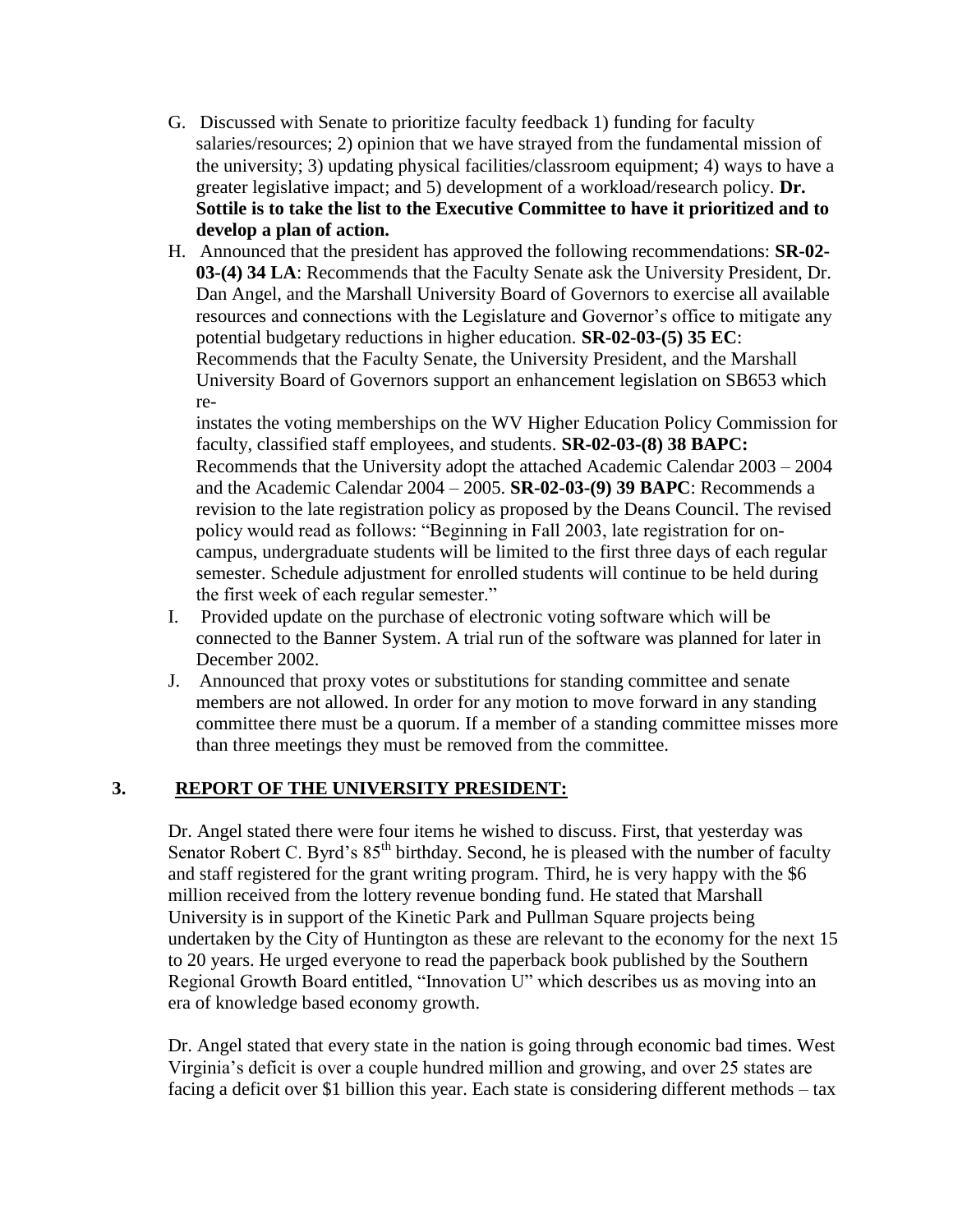G. Discussed with Senate to prioritize faculty feedback 1) funding for faculty salaries/resources; 2) opinion that we have strayed from the fundamental mission of the university; 3) updating physical facilities/classroom equipment; 4) ways to have a greater legislative impact; and 5) development of a workload/research policy. **Dr. Sottile is to take the list to the Executive Committee to have it prioritized and to develop a plan of action.**

H. Announced that the president has approved the following recommendations: **SR-02-03-(4) 34 LA**: Recommends that the Faculty Senate ask the University President, Dr. Dan Angel, and the Marshall University Board of Governors to exercise all available resources and connections with the Legislature and Governor's office to mitigate any potential budgetary reductions in higher education. **SR-02-03-(5) 35 EC**: Recommends that the Faculty Senate, the University President, and the Marshall University Board of Governors support an enhancement legislation on SB653 which re-instates the voting memberships on the WV Higher Education Policy Commission for faculty, classified staff employees, and students. **SR-02-03-(8) 38 BAPC:** Recommends that the University adopt the attached Academic Calendar 2003 – 2004 and the Academic Calendar 2004 – 2005. **SR-02-03-(9) 39 BAPC**: Recommends a revision to the late registration policy as proposed by the Deans Council. The revised policy would read as follows: "Beginning in Fall 2003, late registration for on-campus, undergraduate students will be limited to the first three days of each regular semester. Schedule adjustment for enrolled students will continue to be held during the first week of each regular semester."

I. Provided update on the purchase of electronic voting software which will be connected to the Banner System. A trial run of the software was planned for later in December 2002.

J. Announced that proxy votes or substitutions for standing committee and senate members are not allowed. In order for any motion to move forward in any standing committee there must be a quorum. If a member of a standing committee misses more than three meetings they must be removed from the committee.

## 3. REPORT OF THE UNIVERSITY PRESIDENT:

Dr. Angel stated there were four items he wished to discuss. First, that yesterday was Senator Robert C. Byrd's 85th birthday. Second, he is pleased with the number of faculty and staff registered for the grant writing program. Third, he is very happy with the $6 million received from the lottery revenue bonding fund. He stated that Marshall University is in support of the Kinetic Park and Pullman Square projects being undertaken by the City of Huntington as these are relevant to the economy for the next 15 to 20 years. He urged everyone to read the paperback book published by the Southern Regional Growth Board entitled, "Innovation U" which describes us as moving into an era of knowledge based economy growth.

Dr. Angel stated that every state in the nation is going through economic bad times. West Virginia's deficit is over a couple hundred million and growing, and over 25 states are facing a deficit over $1 billion this year. Each state is considering different methods – tax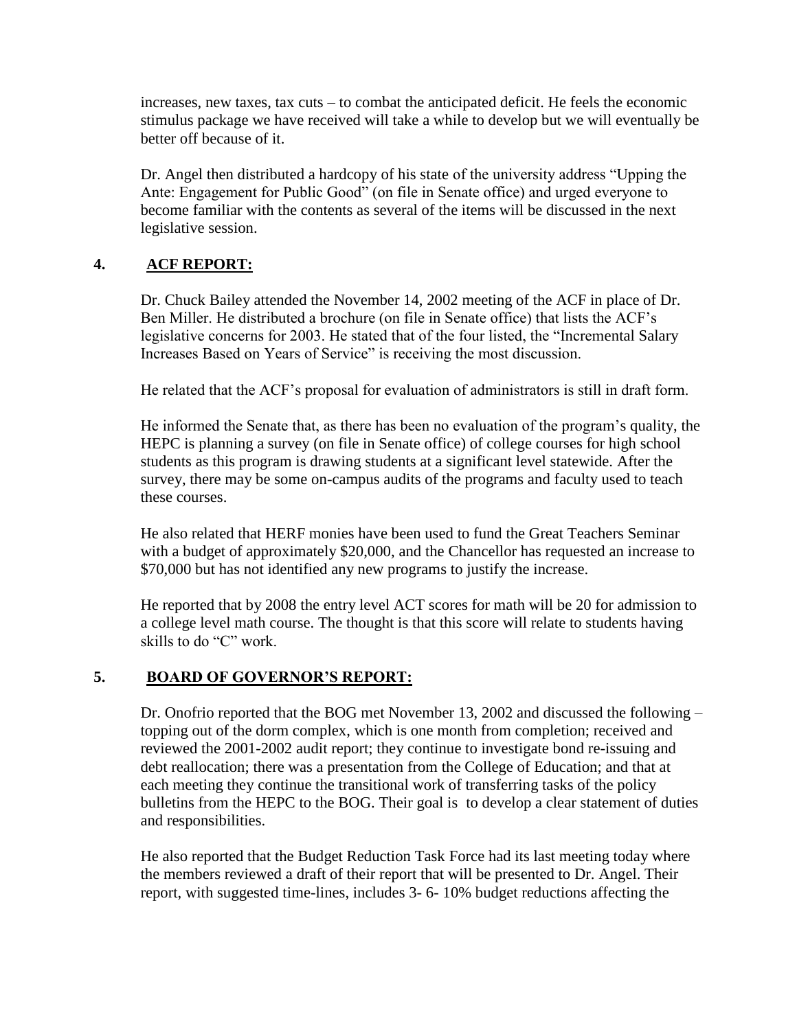increases, new taxes, tax cuts – to combat the anticipated deficit. He feels the economic stimulus package we have received will take a while to develop but we will eventually be better off because of it.

Dr. Angel then distributed a hardcopy of his state of the university address "Upping the Ante: Engagement for Public Good" (on file in Senate office) and urged everyone to become familiar with the contents as several of the items will be discussed in the next legislative session.

## 4. ACF REPORT:

Dr. Chuck Bailey attended the November 14, 2002 meeting of the ACF in place of Dr. Ben Miller. He distributed a brochure (on file in Senate office) that lists the ACF's legislative concerns for 2003. He stated that of the four listed, the "Incremental Salary Increases Based on Years of Service" is receiving the most discussion.

He related that the ACF's proposal for evaluation of administrators is still in draft form.

He informed the Senate that, as there has been no evaluation of the program's quality, the HEPC is planning a survey (on file in Senate office) of college courses for high school students as this program is drawing students at a significant level statewide. After the survey, there may be some on-campus audits of the programs and faculty used to teach these courses.

He also related that HERF monies have been used to fund the Great Teachers Seminar with a budget of approximately $20,000, and the Chancellor has requested an increase to $70,000 but has not identified any new programs to justify the increase.

He reported that by 2008 the entry level ACT scores for math will be 20 for admission to a college level math course. The thought is that this score will relate to students having skills to do "C" work.

## 5. BOARD OF GOVERNOR'S REPORT:

Dr. Onofrio reported that the BOG met November 13, 2002 and discussed the following – topping out of the dorm complex, which is one month from completion; received and reviewed the 2001-2002 audit report; they continue to investigate bond re-issuing and debt reallocation; there was a presentation from the College of Education; and that at each meeting they continue the transitional work of transferring tasks of the policy bulletins from the HEPC to the BOG. Their goal is to develop a clear statement of duties and responsibilities.

He also reported that the Budget Reduction Task Force had its last meeting today where the members reviewed a draft of their report that will be presented to Dr. Angel. Their report, with suggested time-lines, includes 3- 6- 10% budget reductions affecting the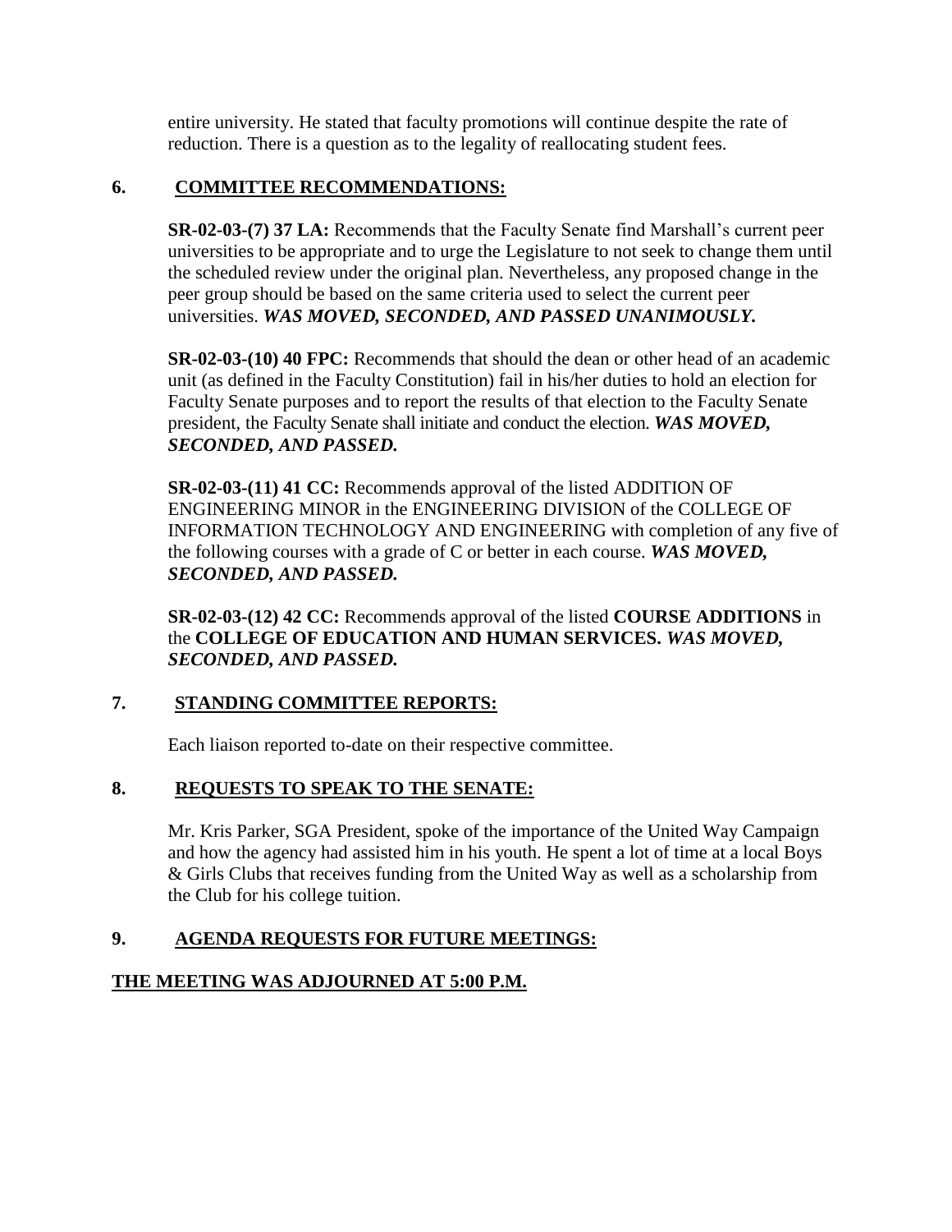entire university. He stated that faculty promotions will continue despite the rate of reduction. There is a question as to the legality of reallocating student fees.

**6. <u>COMMITTEE RECOMMENDATIONS:</u>**

**SR-02-03-(7) 37 LA:** Recommends that the Faculty Senate find Marshall's current peer universities to be appropriate and to urge the Legislature to not seek to change them until the scheduled review under the original plan. Nevertheless, any proposed change in the peer group should be based on the same criteria used to select the current peer universities. ***WAS MOVED, SECONDED, AND PASSED UNANIMOUSLY.***

**SR-02-03-(10) 40 FPC:** Recommends that should the dean or other head of an academic unit (as defined in the Faculty Constitution) fail in his/her duties to hold an election for Faculty Senate purposes and to report the results of that election to the Faculty Senate president, the Faculty Senate shall initiate and conduct the election. ***WAS MOVED, SECONDED, AND PASSED.***

**SR-02-03-(11) 41 CC:** Recommends approval of the listed ADDITION OF ENGINEERING MINOR in the ENGINEERING DIVISION of the COLLEGE OF INFORMATION TECHNOLOGY AND ENGINEERING with completion of any five of the following courses with a grade of C or better in each course. ***WAS MOVED, SECONDED, AND PASSED.***

**SR-02-03-(12) 42 CC:** Recommends approval of the listed **COURSE ADDITIONS** in the **COLLEGE OF EDUCATION AND HUMAN SERVICES.** ***WAS MOVED, SECONDED, AND PASSED.***

**7. <u>STANDING COMMITTEE REPORTS:</u>**

Each liaison reported to-date on their respective committee.

**8. <u>REQUESTS TO SPEAK TO THE SENATE:</u>**

Mr. Kris Parker, SGA President, spoke of the importance of the United Way Campaign and how the agency had assisted him in his youth. He spent a lot of time at a local Boys & Girls Clubs that receives funding from the United Way as well as a scholarship from the Club for his college tuition.

**9. <u>AGENDA REQUESTS FOR FUTURE MEETINGS:</u>**

**<u>THE MEETING WAS ADJOURNED AT 5:00 P.M.</u>**